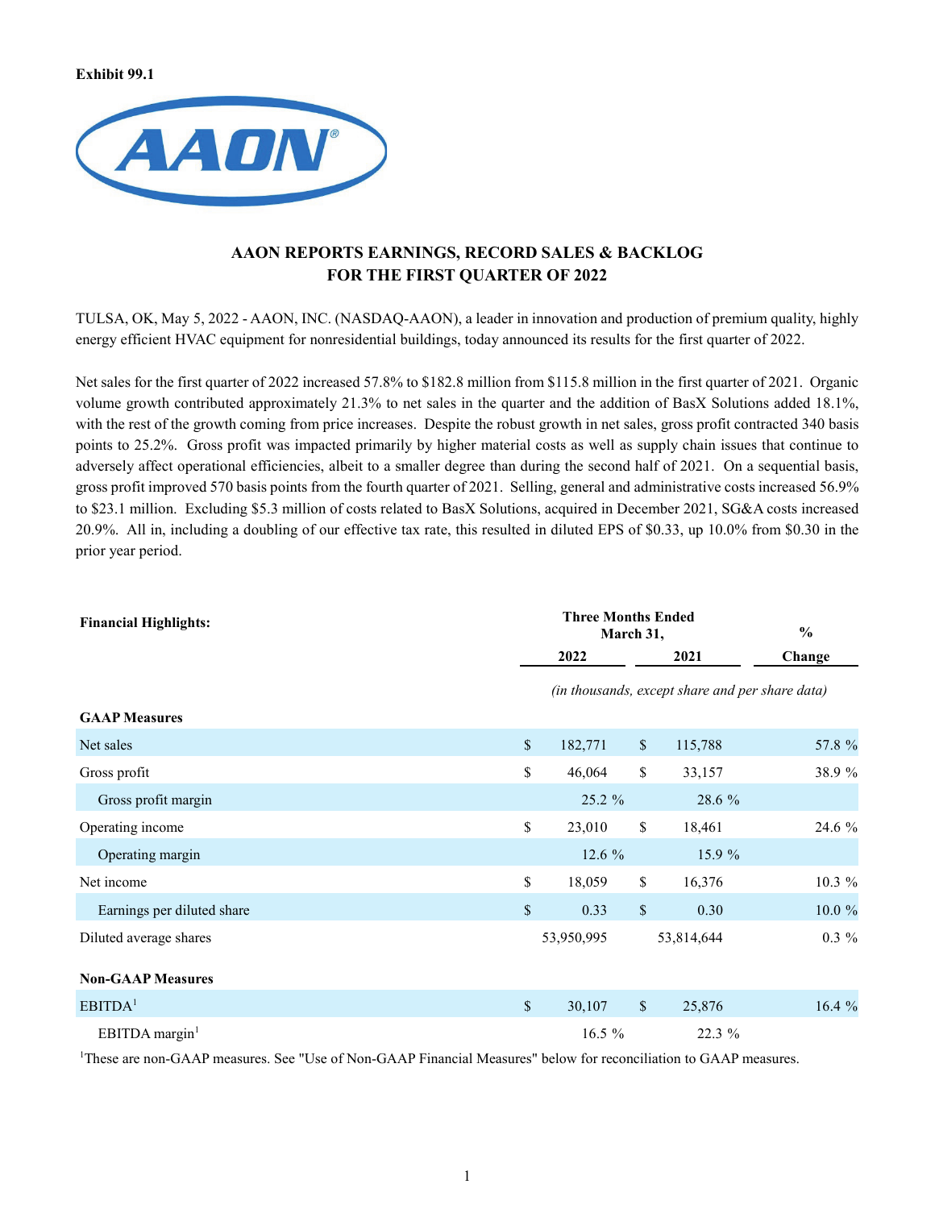Exhibit 99.1

# AAON REPORTS EARNINGS, RECORD SALES & BACKLOG FOR THE FIRST QUARTER OF 2022

TULSA, OK, May 5, 2022 - AAON, INC. (NASDAQ-AAON), a leader in innovation and production of premium quality, highly energy efficient HVAC equipment for nonresidential buildings, today announced its results for the first quarter of 2022.

Net sales for the first quarter of 2022 increased 57.8% to $182.8 million from $115.8 million in the first quarter of 2021. Organic volume growth contributed approximately 21.3% to net sales in the quarter and the addition of BasX Solutions added 18.1%, with the rest of the growth coming from price increases. Despite the robust growth in net sales, gross profit contracted 340 basis points to 25.2%. Gross profit was impacted primarily by higher material costs as well as supply chain issues that continue to adversely affect operational efficiencies, albeit to a smaller degree than during the second half of 2021. On a sequential basis, gross profit improved 570 basis points from the fourth quarter of 2021. Selling, general and administrative costs increased 56.9% to $23.1 million. Excluding $5.3 million of costs related to BasX Solutions, acquired in December 2021, SG&A costs increased 20.9%. All in, including a doubling of our effective tax rate, this resulted in diluted EPS of $0.33, up 10.0% from $0.30 in the prior year period.

| **Financial Highlights:** | **Three Months Ended March 31,** | | **%** |
|---|---|---|---|
| | **2022** | **2021** | **Change** |
| | *(in thousands, except share and per share data)* | | |
| **GAAP Measures** | | | |
| Net sales | $ 182,771 | $ 115,788 | 57.8 % |
| Gross profit | $ 46,064 | $ 33,157 | 38.9 % |
| Gross profit margin | 25.2 % | 28.6 % | |
| Operating income | $ 23,010 | $ 18,461 | 24.6 % |
| Operating margin | 12.6 % | 15.9 % | |
| Net income | $ 18,059 | $ 16,376 | 10.3 % |
| Earnings per diluted share | $ 0.33 | $ 0.30 | 10.0 % |
| Diluted average shares | 53,950,995 | 53,814,644 | 0.3 % |
| **Non-GAAP Measures** | | | |
| EBITDA[1] | $ 30,107 | $ 25,876 | 16.4 % |
| EBITDA margin[1] | 16.5 % | 22.3 % | |

[1]These are non-GAAP measures. See "Use of Non-GAAP Financial Measures" below for reconciliation to GAAP measures.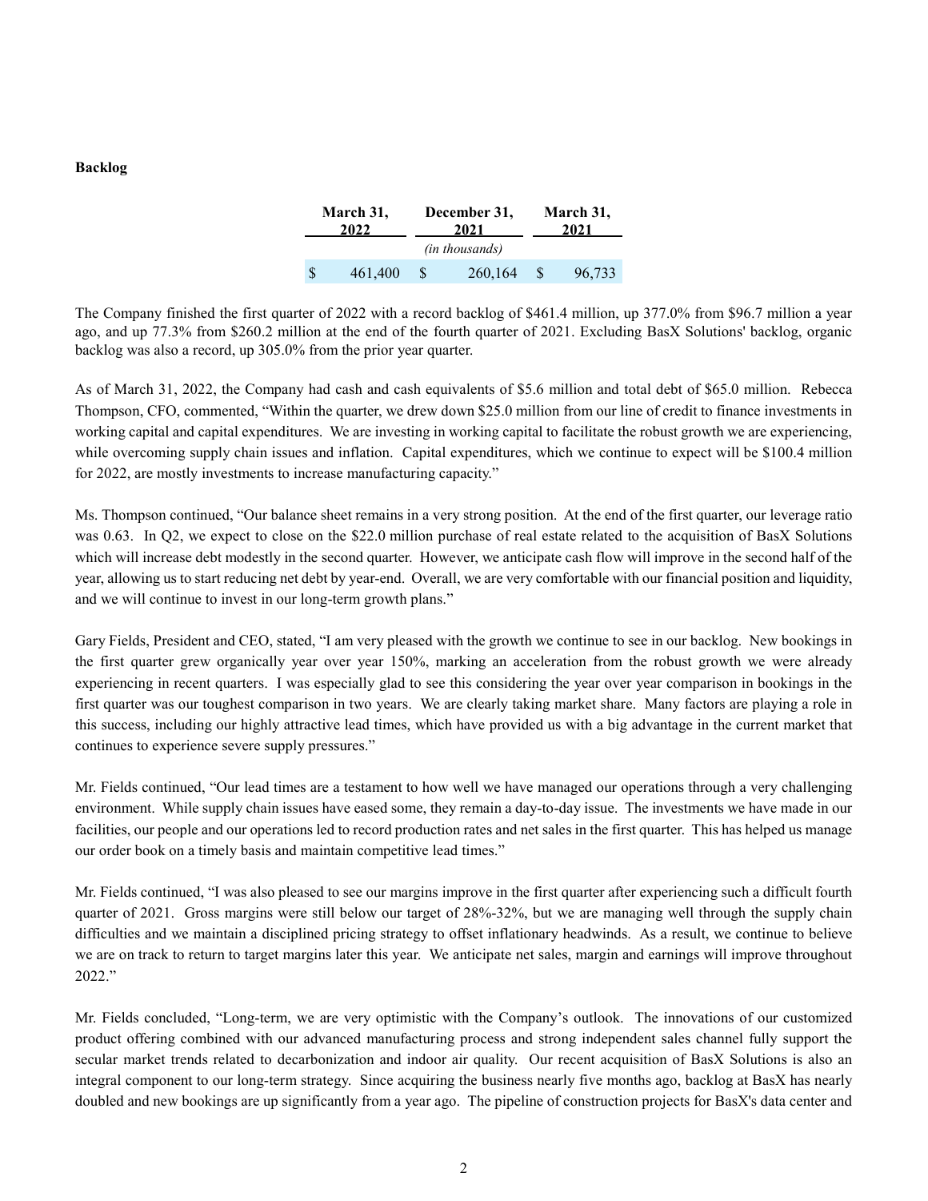**Backlog**

| March 31, 2022 | December 31, 2021 | March 31, 2021 |
|---|---|---|
| | *(in thousands)* | |
| $ 461,400 | $ 260,164 | $ 96,733 |

The Company finished the first quarter of 2022 with a record backlog of $461.4 million, up 377.0% from $96.7 million a year ago, and up 77.3% from $260.2 million at the end of the fourth quarter of 2021. Excluding BasX Solutions' backlog, organic backlog was also a record, up 305.0% from the prior year quarter.

As of March 31, 2022, the Company had cash and cash equivalents of $5.6 million and total debt of $65.0 million. Rebecca Thompson, CFO, commented, "Within the quarter, we drew down $25.0 million from our line of credit to finance investments in working capital and capital expenditures. We are investing in working capital to facilitate the robust growth we are experiencing, while overcoming supply chain issues and inflation. Capital expenditures, which we continue to expect will be $100.4 million for 2022, are mostly investments to increase manufacturing capacity."

Ms. Thompson continued, "Our balance sheet remains in a very strong position. At the end of the first quarter, our leverage ratio was 0.63. In Q2, we expect to close on the $22.0 million purchase of real estate related to the acquisition of BasX Solutions which will increase debt modestly in the second quarter. However, we anticipate cash flow will improve in the second half of the year, allowing us to start reducing net debt by year-end. Overall, we are very comfortable with our financial position and liquidity, and we will continue to invest in our long-term growth plans."

Gary Fields, President and CEO, stated, "I am very pleased with the growth we continue to see in our backlog. New bookings in the first quarter grew organically year over year 150%, marking an acceleration from the robust growth we were already experiencing in recent quarters. I was especially glad to see this considering the year over year comparison in bookings in the first quarter was our toughest comparison in two years. We are clearly taking market share. Many factors are playing a role in this success, including our highly attractive lead times, which have provided us with a big advantage in the current market that continues to experience severe supply pressures."

Mr. Fields continued, "Our lead times are a testament to how well we have managed our operations through a very challenging environment. While supply chain issues have eased some, they remain a day-to-day issue. The investments we have made in our facilities, our people and our operations led to record production rates and net sales in the first quarter. This has helped us manage our order book on a timely basis and maintain competitive lead times."

Mr. Fields continued, "I was also pleased to see our margins improve in the first quarter after experiencing such a difficult fourth quarter of 2021. Gross margins were still below our target of 28%-32%, but we are managing well through the supply chain difficulties and we maintain a disciplined pricing strategy to offset inflationary headwinds. As a result, we continue to believe we are on track to return to target margins later this year. We anticipate net sales, margin and earnings will improve throughout 2022."

Mr. Fields concluded, "Long-term, we are very optimistic with the Company's outlook. The innovations of our customized product offering combined with our advanced manufacturing process and strong independent sales channel fully support the secular market trends related to decarbonization and indoor air quality. Our recent acquisition of BasX Solutions is also an integral component to our long-term strategy. Since acquiring the business nearly five months ago, backlog at BasX has nearly doubled and new bookings are up significantly from a year ago. The pipeline of construction projects for BasX's data center and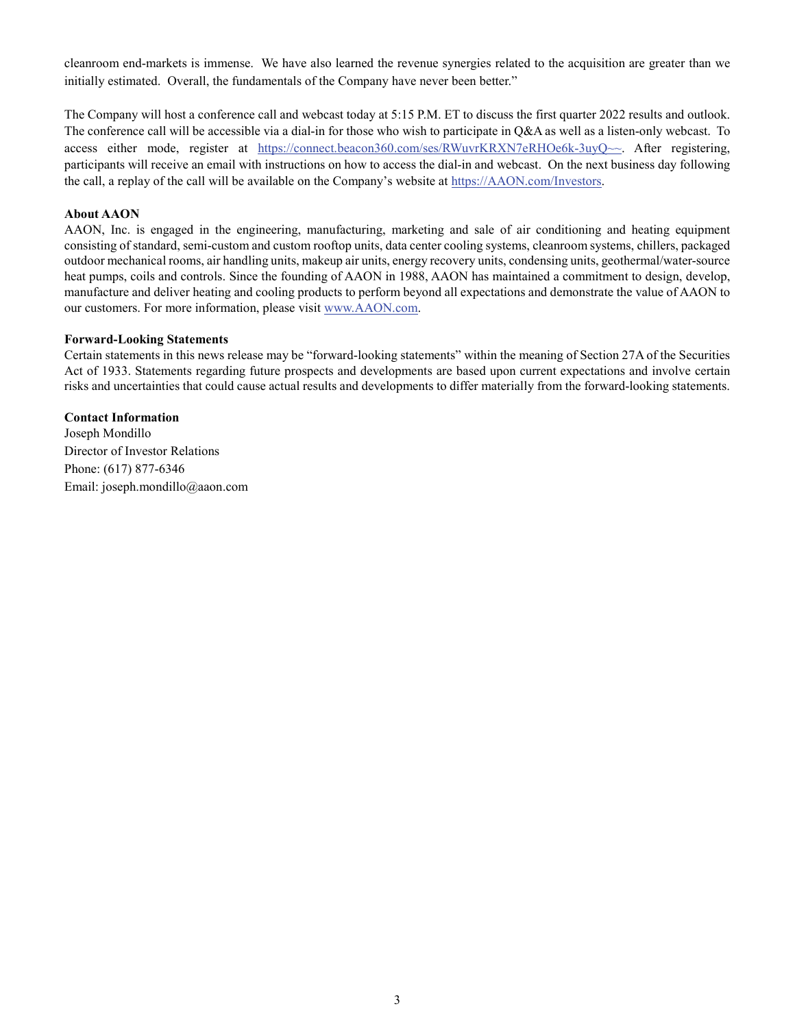cleanroom end-markets is immense. We have also learned the revenue synergies related to the acquisition are greater than we initially estimated. Overall, the fundamentals of the Company have never been better."

The Company will host a conference call and webcast today at 5:15 P.M. ET to discuss the first quarter 2022 results and outlook. The conference call will be accessible via a dial-in for those who wish to participate in Q&A as well as a listen-only webcast. To access either mode, register at https://connect.beacon360.com/ses/RWuvrKRXN7eRHOe6k-3uyQ~~. After registering, participants will receive an email with instructions on how to access the dial-in and webcast. On the next business day following the call, a replay of the call will be available on the Company's website at https://AAON.com/Investors.

**About AAON**
AAON, Inc. is engaged in the engineering, manufacturing, marketing and sale of air conditioning and heating equipment consisting of standard, semi-custom and custom rooftop units, data center cooling systems, cleanroom systems, chillers, packaged outdoor mechanical rooms, air handling units, makeup air units, energy recovery units, condensing units, geothermal/water-source heat pumps, coils and controls. Since the founding of AAON in 1988, AAON has maintained a commitment to design, develop, manufacture and deliver heating and cooling products to perform beyond all expectations and demonstrate the value of AAON to our customers. For more information, please visit www.AAON.com.

**Forward-Looking Statements**
Certain statements in this news release may be "forward-looking statements" within the meaning of Section 27A of the Securities Act of 1933. Statements regarding future prospects and developments are based upon current expectations and involve certain risks and uncertainties that could cause actual results and developments to differ materially from the forward-looking statements.

**Contact Information**
Joseph Mondillo
Director of Investor Relations
Phone: (617) 877-6346
Email: joseph.mondillo@aaon.com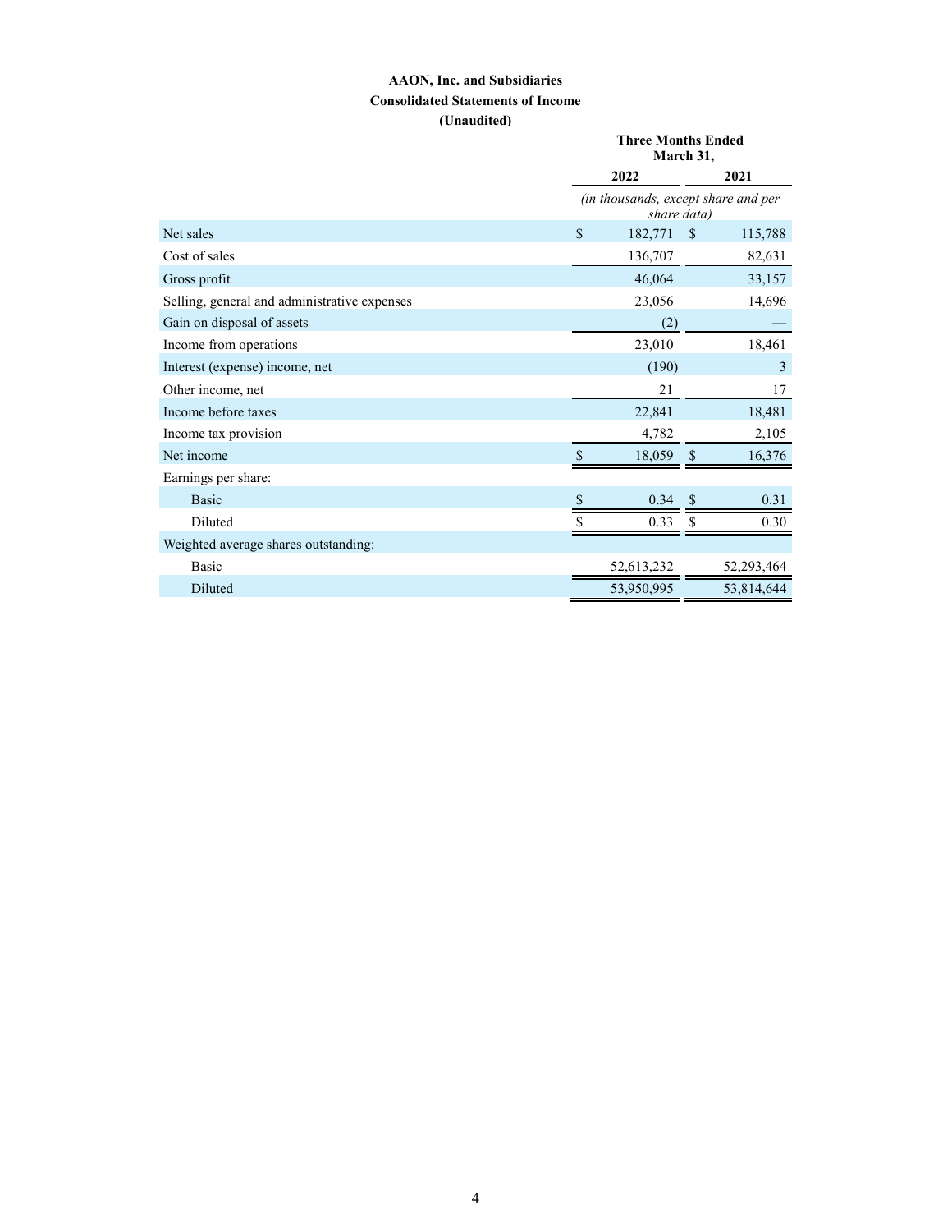**AAON, Inc. and Subsidiaries**

**Consolidated Statements of Income**

**(Unaudited)**

| | Three Months Ended March 31, | |
|---|---|---|
| | 2022 | 2021 |
| | *(in thousands, except share and per share data)* | |
| Net sales | $ 182,771 | $ 115,788 |
| Cost of sales | 136,707 | 82,631 |
| Gross profit | 46,064 | 33,157 |
| Selling, general and administrative expenses | 23,056 | 14,696 |
| Gain on disposal of assets | (2) | — |
| Income from operations | 23,010 | 18,461 |
| Interest (expense) income, net | (190) | 3 |
| Other income, net | 21 | 17 |
| Income before taxes | 22,841 | 18,481 |
| Income tax provision | 4,782 | 2,105 |
| Net income | $ 18,059 | $ 16,376 |
| Earnings per share: | | |
| Basic | $ 0.34 | $ 0.31 |
| Diluted | $ 0.33 | $ 0.30 |
| Weighted average shares outstanding: | | |
| Basic | 52,613,232 | 52,293,464 |
| Diluted | 53,950,995 | 53,814,644 |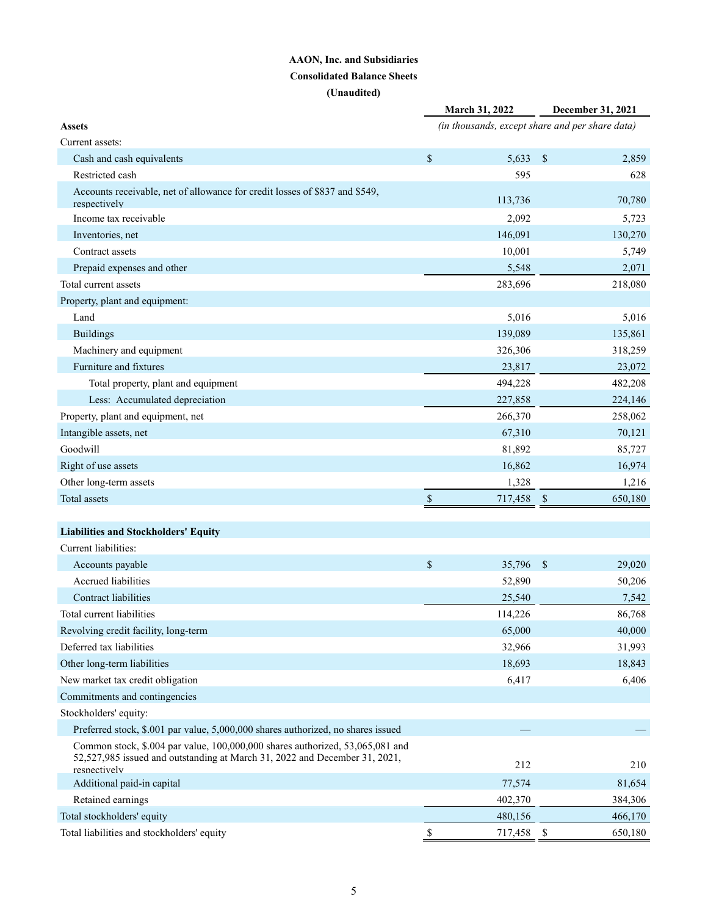**AAON, Inc. and Subsidiaries**

**Consolidated Balance Sheets**

**(Unaudited)**

| | March 31, 2022 | December 31, 2021 |
|---|---|---|
| **Assets** | *(in thousands, except share and per share data)* | |
| Current assets: | | |
| Cash and cash equivalents | $ 5,633 | $ 2,859 |
| Restricted cash | 595 | 628 |
| Accounts receivable, net of allowance for credit losses of $837 and $549, respectively | 113,736 | 70,780 |
| Income tax receivable | 2,092 | 5,723 |
| Inventories, net | 146,091 | 130,270 |
| Contract assets | 10,001 | 5,749 |
| Prepaid expenses and other | 5,548 | 2,071 |
| Total current assets | 283,696 | 218,080 |
| Property, plant and equipment: | | |
| Land | 5,016 | 5,016 |
| Buildings | 139,089 | 135,861 |
| Machinery and equipment | 326,306 | 318,259 |
| Furniture and fixtures | 23,817 | 23,072 |
| Total property, plant and equipment | 494,228 | 482,208 |
| Less: Accumulated depreciation | 227,858 | 224,146 |
| Property, plant and equipment, net | 266,370 | 258,062 |
| Intangible assets, net | 67,310 | 70,121 |
| Goodwill | 81,892 | 85,727 |
| Right of use assets | 16,862 | 16,974 |
| Other long-term assets | 1,328 | 1,216 |
| Total assets | $ 717,458 | $ 650,180 |
| | | |
| **Liabilities and Stockholders' Equity** | | |
| Current liabilities: | | |
| Accounts payable | $ 35,796 | $ 29,020 |
| Accrued liabilities | 52,890 | 50,206 |
| Contract liabilities | 25,540 | 7,542 |
| Total current liabilities | 114,226 | 86,768 |
| Revolving credit facility, long-term | 65,000 | 40,000 |
| Deferred tax liabilities | 32,966 | 31,993 |
| Other long-term liabilities | 18,693 | 18,843 |
| New market tax credit obligation | 6,417 | 6,406 |
| Commitments and contingencies | | |
| Stockholders' equity: | | |
| Preferred stock, $.001 par value, 5,000,000 shares authorized, no shares issued | — | — |
| Common stock, $.004 par value, 100,000,000 shares authorized, 53,065,081 and 52,527,985 issued and outstanding at March 31, 2022 and December 31, 2021, respectively | 212 | 210 |
| Additional paid-in capital | 77,574 | 81,654 |
| Retained earnings | 402,370 | 384,306 |
| Total stockholders' equity | 480,156 | 466,170 |
| Total liabilities and stockholders' equity | $ 717,458 | $ 650,180 |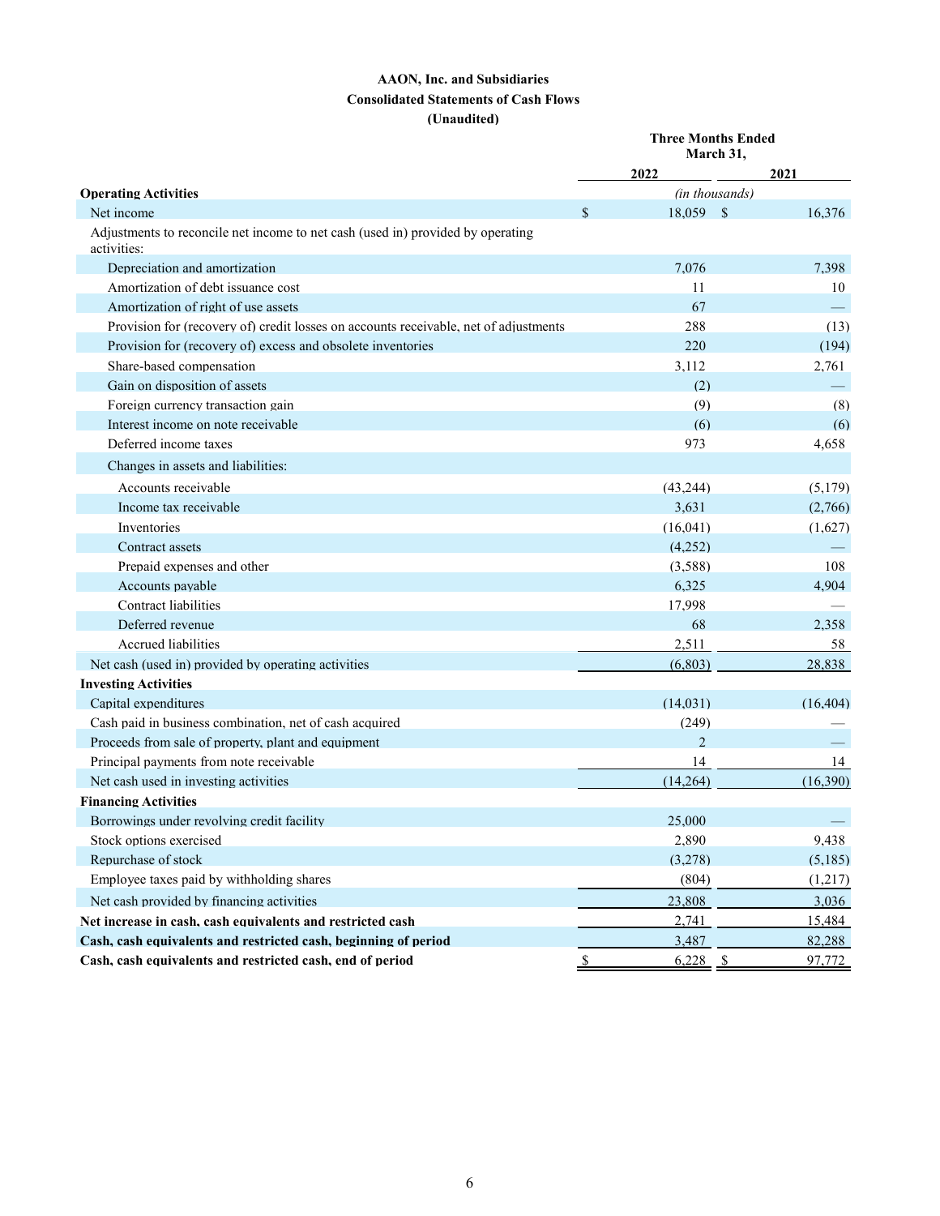**AAON, Inc. and Subsidiaries**

**Consolidated Statements of Cash Flows**

**(Unaudited)**

| | Three Months Ended March 31, | |
|---|---|---|
| | **2022** | **2021** |
| **Operating Activities** | *(in thousands)* | |
| Net income | $ 18,059 | $ 16,376 |
| Adjustments to reconcile net income to net cash (used in) provided by operating activities: | | |
| Depreciation and amortization | 7,076 | 7,398 |
| Amortization of debt issuance cost | 11 | 10 |
| Amortization of right of use assets | 67 | — |
| Provision for (recovery of) credit losses on accounts receivable, net of adjustments | 288 | (13) |
| Provision for (recovery of) excess and obsolete inventories | 220 | (194) |
| Share-based compensation | 3,112 | 2,761 |
| Gain on disposition of assets | (2) | — |
| Foreign currency transaction gain | (9) | (8) |
| Interest income on note receivable | (6) | (6) |
| Deferred income taxes | 973 | 4,658 |
| Changes in assets and liabilities: | | |
| Accounts receivable | (43,244) | (5,179) |
| Income tax receivable | 3,631 | (2,766) |
| Inventories | (16,041) | (1,627) |
| Contract assets | (4,252) | — |
| Prepaid expenses and other | (3,588) | 108 |
| Accounts payable | 6,325 | 4,904 |
| Contract liabilities | 17,998 | — |
| Deferred revenue | 68 | 2,358 |
| Accrued liabilities | 2,511 | 58 |
| Net cash (used in) provided by operating activities | (6,803) | 28,838 |
| **Investing Activities** | | |
| Capital expenditures | (14,031) | (16,404) |
| Cash paid in business combination, net of cash acquired | (249) | — |
| Proceeds from sale of property, plant and equipment | 2 | — |
| Principal payments from note receivable | 14 | 14 |
| Net cash used in investing activities | (14,264) | (16,390) |
| **Financing Activities** | | |
| Borrowings under revolving credit facility | 25,000 | — |
| Stock options exercised | 2,890 | 9,438 |
| Repurchase of stock | (3,278) | (5,185) |
| Employee taxes paid by withholding shares | (804) | (1,217) |
| Net cash provided by financing activities | 23,808 | 3,036 |
| **Net increase in cash, cash equivalents and restricted cash** | 2,741 | 15,484 |
| **Cash, cash equivalents and restricted cash, beginning of period** | 3,487 | 82,288 |
| **Cash, cash equivalents and restricted cash, end of period** | $ 6,228 | $ 97,772 |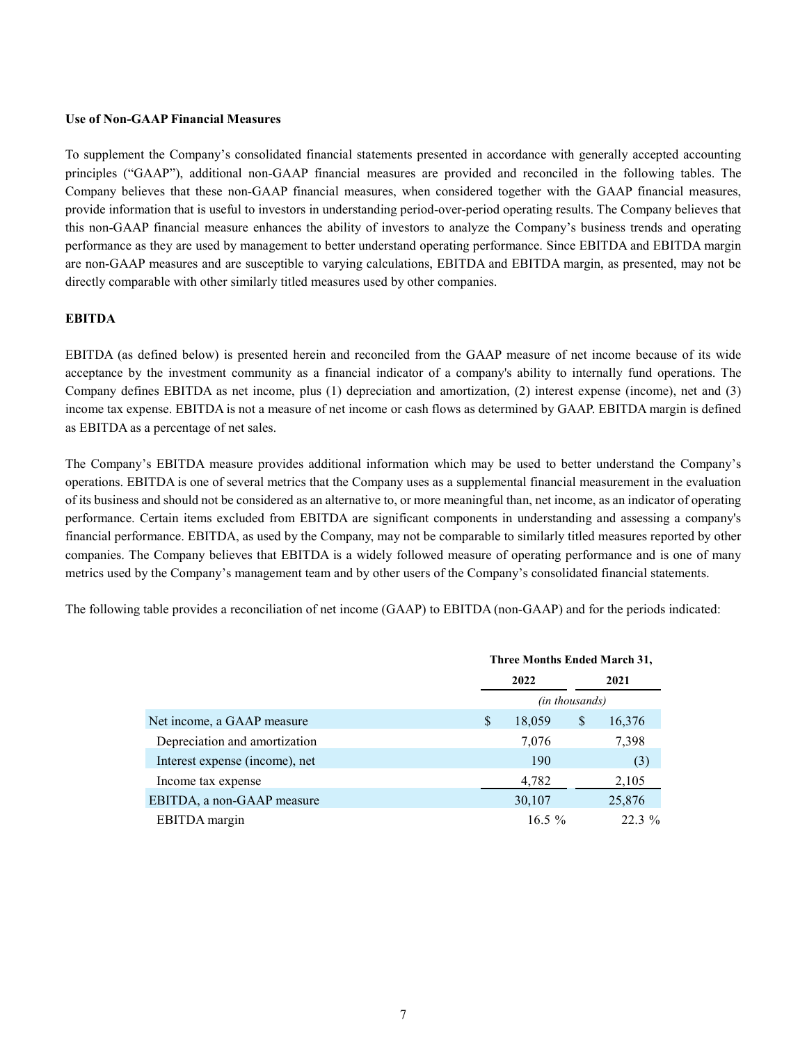**Use of Non-GAAP Financial Measures**

To supplement the Company's consolidated financial statements presented in accordance with generally accepted accounting principles ("GAAP"), additional non-GAAP financial measures are provided and reconciled in the following tables. The Company believes that these non-GAAP financial measures, when considered together with the GAAP financial measures, provide information that is useful to investors in understanding period-over-period operating results. The Company believes that this non-GAAP financial measure enhances the ability of investors to analyze the Company's business trends and operating performance as they are used by management to better understand operating performance. Since EBITDA and EBITDA margin are non-GAAP measures and are susceptible to varying calculations, EBITDA and EBITDA margin, as presented, may not be directly comparable with other similarly titled measures used by other companies.

**EBITDA**

EBITDA (as defined below) is presented herein and reconciled from the GAAP measure of net income because of its wide acceptance by the investment community as a financial indicator of a company's ability to internally fund operations. The Company defines EBITDA as net income, plus (1) depreciation and amortization, (2) interest expense (income), net and (3) income tax expense. EBITDA is not a measure of net income or cash flows as determined by GAAP. EBITDA margin is defined as EBITDA as a percentage of net sales.

The Company's EBITDA measure provides additional information which may be used to better understand the Company's operations. EBITDA is one of several metrics that the Company uses as a supplemental financial measurement in the evaluation of its business and should not be considered as an alternative to, or more meaningful than, net income, as an indicator of operating performance. Certain items excluded from EBITDA are significant components in understanding and assessing a company's financial performance. EBITDA, as used by the Company, may not be comparable to similarly titled measures reported by other companies. The Company believes that EBITDA is a widely followed measure of operating performance and is one of many metrics used by the Company's management team and by other users of the Company's consolidated financial statements.

The following table provides a reconciliation of net income (GAAP) to EBITDA (non-GAAP) and for the periods indicated:

| | Three Months Ended March 31, | |
|---|---|---|
| | 2022 | 2021 |
| | *(in thousands)* | |
| Net income, a GAAP measure | $ 18,059 | $ 16,376 |
| Depreciation and amortization | 7,076 | 7,398 |
| Interest expense (income), net | 190 | (3) |
| Income tax expense | 4,782 | 2,105 |
| EBITDA, a non-GAAP measure | 30,107 | 25,876 |
| EBITDA margin | 16.5 % | 22.3 % |